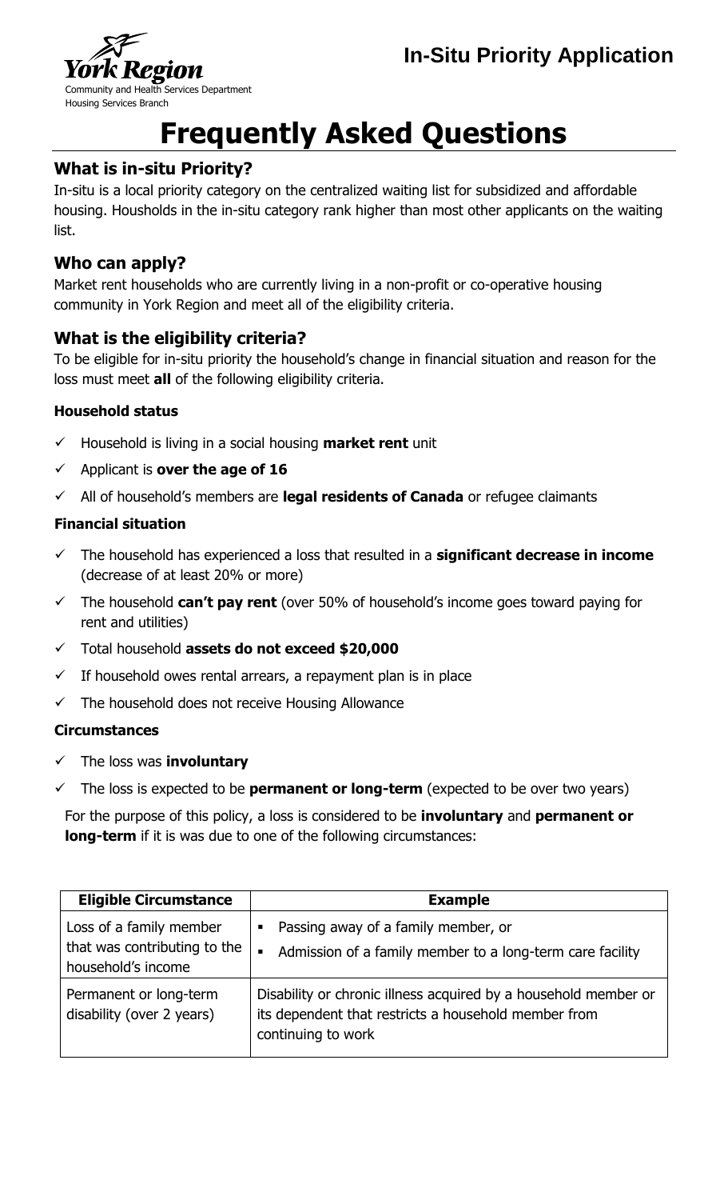York Region

Community and Health Services Department
Housing Services Branch

**In-Situ Priority Application**

# Frequently Asked Questions

## What is in-situ Priority?

In-situ is a local priority category on the centralized waiting list for subsidized and affordable housing. Housholds in the in-situ category rank higher than most other applicants on the waiting list.

## Who can apply?

Market rent households who are currently living in a non-profit or co-operative housing community in York Region and meet all of the eligibility criteria.

## What is the eligibility criteria?

To be eligible for in-situ priority the household's change in financial situation and reason for the loss must meet **all** of the following eligibility criteria.

### Household status

- ✓ Household is living in a social housing **market rent** unit
- ✓ Applicant is **over the age of 16**
- ✓ All of household's members are **legal residents of Canada** or refugee claimants

### Financial situation

- ✓ The household has experienced a loss that resulted in a **significant decrease in income** (decrease of at least 20% or more)
- ✓ The household **can't pay rent** (over 50% of household's income goes toward paying for rent and utilities)
- ✓ Total household **assets do not exceed $20,000**
- ✓ If household owes rental arrears, a repayment plan is in place
- ✓ The household does not receive Housing Allowance

### Circumstances

- ✓ The loss was **involuntary**
- ✓ The loss is expected to be **permanent or long-term** (expected to be over two years)

For the purpose of this policy, a loss is considered to be **involuntary** and **permanent or long-term** if it is was due to one of the following circumstances:

| Eligible Circumstance | Example |
|---|---|
| Loss of a family member that was contributing to the household's income | ▪ Passing away of a family member, or<br>▪ Admission of a family member to a long-term care facility |
| Permanent or long-term disability (over 2 years) | Disability or chronic illness acquired by a household member or its dependent that restricts a household member from continuing to work |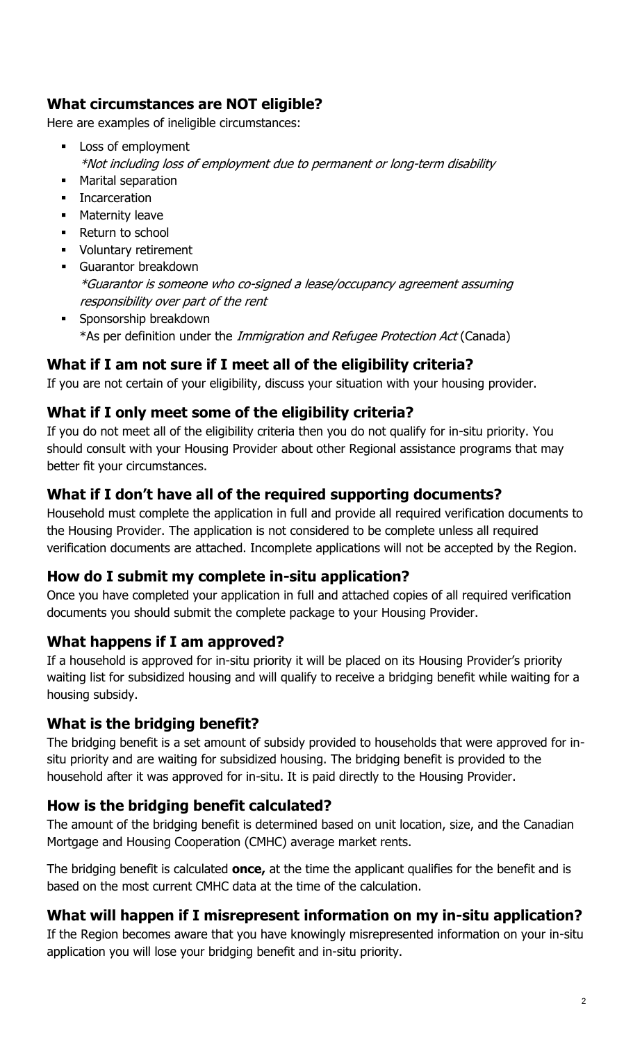## What circumstances are NOT eligible?

Here are examples of ineligible circumstances:

- Loss of employment
  *\*Not including loss of employment due to permanent or long-term disability*
- Marital separation
- Incarceration
- Maternity leave
- Return to school
- Voluntary retirement
- Guarantor breakdown
  *\*Guarantor is someone who co-signed a lease/occupancy agreement assuming responsibility over part of the rent*
- Sponsorship breakdown
  *As per definition under the *Immigration and Refugee Protection Act* (Canada)

## What if I am not sure if I meet all of the eligibility criteria?

If you are not certain of your eligibility, discuss your situation with your housing provider.

## What if I only meet some of the eligibility criteria?

If you do not meet all of the eligibility criteria then you do not qualify for in-situ priority. You should consult with your Housing Provider about other Regional assistance programs that may better fit your circumstances.

## What if I don't have all of the required supporting documents?

Household must complete the application in full and provide all required verification documents to the Housing Provider. The application is not considered to be complete unless all required verification documents are attached. Incomplete applications will not be accepted by the Region.

## How do I submit my complete in-situ application?

Once you have completed your application in full and attached copies of all required verification documents you should submit the complete package to your Housing Provider.

## What happens if I am approved?

If a household is approved for in-situ priority it will be placed on its Housing Provider's priority waiting list for subsidized housing and will qualify to receive a bridging benefit while waiting for a housing subsidy.

## What is the bridging benefit?

The bridging benefit is a set amount of subsidy provided to households that were approved for in-situ priority and are waiting for subsidized housing. The bridging benefit is provided to the household after it was approved for in-situ. It is paid directly to the Housing Provider.

## How is the bridging benefit calculated?

The amount of the bridging benefit is determined based on unit location, size, and the Canadian Mortgage and Housing Cooperation (CMHC) average market rents.

The bridging benefit is calculated **once,** at the time the applicant qualifies for the benefit and is based on the most current CMHC data at the time of the calculation.

## What will happen if I misrepresent information on my in-situ application?

If the Region becomes aware that you have knowingly misrepresented information on your in-situ application you will lose your bridging benefit and in-situ priority.